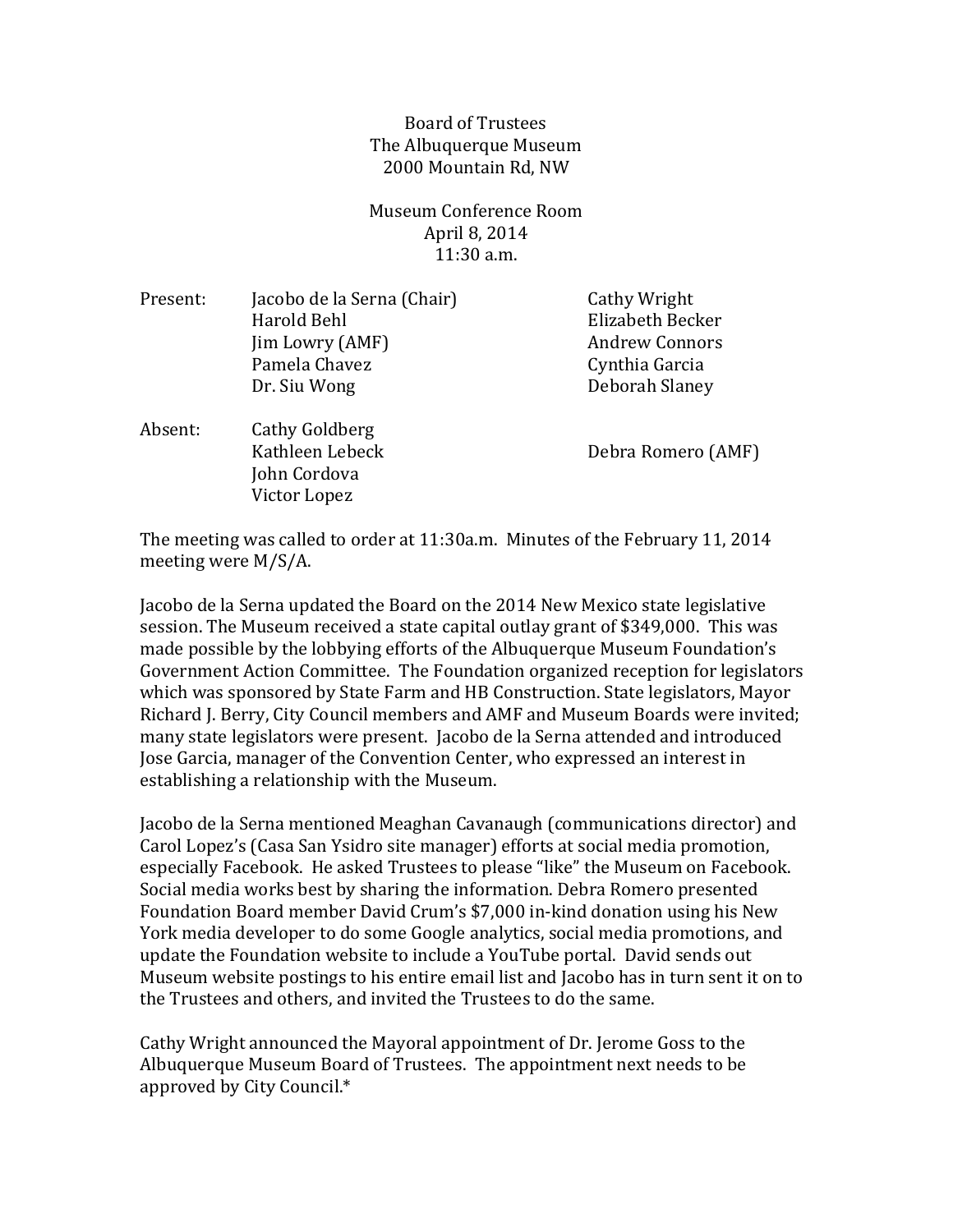Board of Trustees
The Albuquerque Museum
2000 Mountain Rd, NW

Museum Conference Room
April 8, 2014
11:30 a.m.

| | | |
|---|---|---|
| Present: | Jacobo de la Serna (Chair) | Cathy Wright |
| | Harold Behl | Elizabeth Becker |
| | Jim Lowry (AMF) | Andrew Connors |
| | Pamela Chavez | Cynthia Garcia |
| | Dr. Siu Wong | Deborah Slaney |
| Absent: | Cathy Goldberg | |
| | Kathleen Lebeck | Debra Romero (AMF) |
| | John Cordova | |
| | Victor Lopez | |

The meeting was called to order at 11:30a.m. Minutes of the February 11, 2014 meeting were M/S/A.

Jacobo de la Serna updated the Board on the 2014 New Mexico state legislative session. The Museum received a state capital outlay grant of $349,000. This was made possible by the lobbying efforts of the Albuquerque Museum Foundation's Government Action Committee. The Foundation organized reception for legislators which was sponsored by State Farm and HB Construction. State legislators, Mayor Richard J. Berry, City Council members and AMF and Museum Boards were invited; many state legislators were present. Jacobo de la Serna attended and introduced Jose Garcia, manager of the Convention Center, who expressed an interest in establishing a relationship with the Museum.

Jacobo de la Serna mentioned Meaghan Cavanaugh (communications director) and Carol Lopez's (Casa San Ysidro site manager) efforts at social media promotion, especially Facebook. He asked Trustees to please "like" the Museum on Facebook. Social media works best by sharing the information. Debra Romero presented Foundation Board member David Crum's $7,000 in-kind donation using his New York media developer to do some Google analytics, social media promotions, and update the Foundation website to include a YouTube portal. David sends out Museum website postings to his entire email list and Jacobo has in turn sent it on to the Trustees and others, and invited the Trustees to do the same.

Cathy Wright announced the Mayoral appointment of Dr. Jerome Goss to the Albuquerque Museum Board of Trustees. The appointment next needs to be approved by City Council.*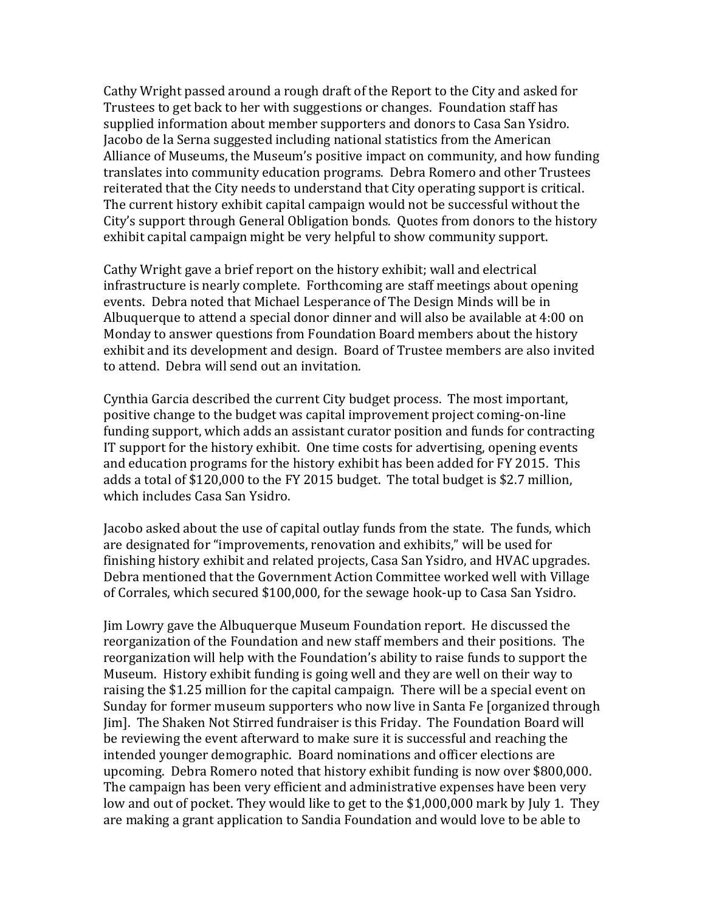Cathy Wright passed around a rough draft of the Report to the City and asked for Trustees to get back to her with suggestions or changes. Foundation staff has supplied information about member supporters and donors to Casa San Ysidro. Jacobo de la Serna suggested including national statistics from the American Alliance of Museums, the Museum's positive impact on community, and how funding translates into community education programs. Debra Romero and other Trustees reiterated that the City needs to understand that City operating support is critical. The current history exhibit capital campaign would not be successful without the City's support through General Obligation bonds. Quotes from donors to the history exhibit capital campaign might be very helpful to show community support.

Cathy Wright gave a brief report on the history exhibit; wall and electrical infrastructure is nearly complete. Forthcoming are staff meetings about opening events. Debra noted that Michael Lesperance of The Design Minds will be in Albuquerque to attend a special donor dinner and will also be available at 4:00 on Monday to answer questions from Foundation Board members about the history exhibit and its development and design. Board of Trustee members are also invited to attend. Debra will send out an invitation.

Cynthia Garcia described the current City budget process. The most important, positive change to the budget was capital improvement project coming-on-line funding support, which adds an assistant curator position and funds for contracting IT support for the history exhibit. One time costs for advertising, opening events and education programs for the history exhibit has been added for FY 2015. This adds a total of $120,000 to the FY 2015 budget. The total budget is $2.7 million, which includes Casa San Ysidro.

Jacobo asked about the use of capital outlay funds from the state. The funds, which are designated for "improvements, renovation and exhibits," will be used for finishing history exhibit and related projects, Casa San Ysidro, and HVAC upgrades. Debra mentioned that the Government Action Committee worked well with Village of Corrales, which secured $100,000, for the sewage hook-up to Casa San Ysidro.

Jim Lowry gave the Albuquerque Museum Foundation report. He discussed the reorganization of the Foundation and new staff members and their positions. The reorganization will help with the Foundation's ability to raise funds to support the Museum. History exhibit funding is going well and they are well on their way to raising the $1.25 million for the capital campaign. There will be a special event on Sunday for former museum supporters who now live in Santa Fe [organized through Jim]. The Shaken Not Stirred fundraiser is this Friday. The Foundation Board will be reviewing the event afterward to make sure it is successful and reaching the intended younger demographic. Board nominations and officer elections are upcoming. Debra Romero noted that history exhibit funding is now over $800,000. The campaign has been very efficient and administrative expenses have been very low and out of pocket. They would like to get to the $1,000,000 mark by July 1. They are making a grant application to Sandia Foundation and would love to be able to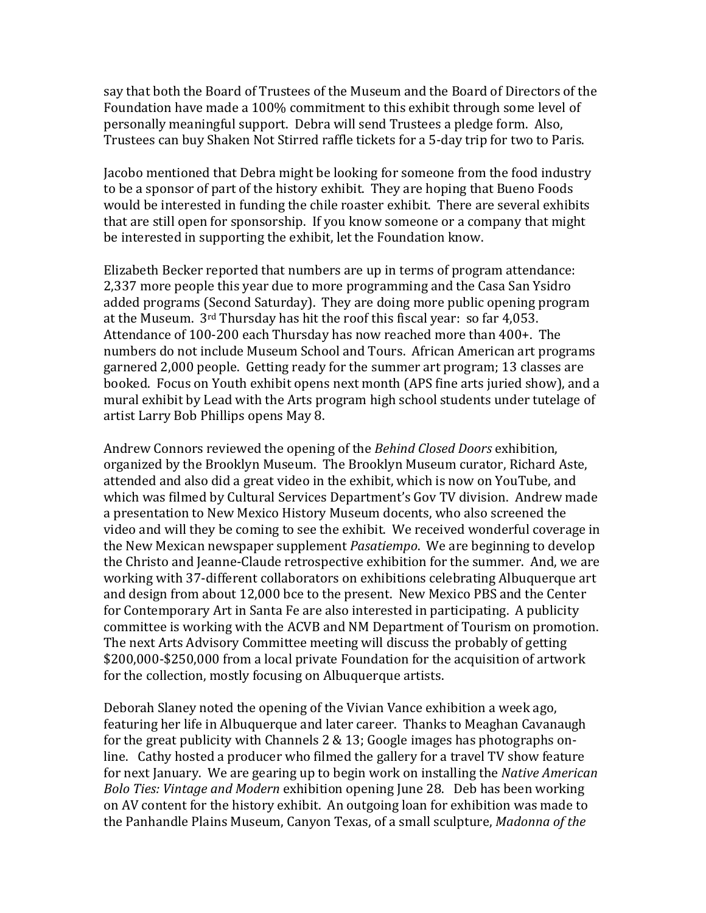say that both the Board of Trustees of the Museum and the Board of Directors of the Foundation have made a 100% commitment to this exhibit through some level of personally meaningful support. Debra will send Trustees a pledge form. Also, Trustees can buy Shaken Not Stirred raffle tickets for a 5-day trip for two to Paris.

Jacobo mentioned that Debra might be looking for someone from the food industry to be a sponsor of part of the history exhibit. They are hoping that Bueno Foods would be interested in funding the chile roaster exhibit. There are several exhibits that are still open for sponsorship. If you know someone or a company that might be interested in supporting the exhibit, let the Foundation know.

Elizabeth Becker reported that numbers are up in terms of program attendance: 2,337 more people this year due to more programming and the Casa San Ysidro added programs (Second Saturday). They are doing more public opening program at the Museum. 3rd Thursday has hit the roof this fiscal year: so far 4,053. Attendance of 100-200 each Thursday has now reached more than 400+. The numbers do not include Museum School and Tours. African American art programs garnered 2,000 people. Getting ready for the summer art program; 13 classes are booked. Focus on Youth exhibit opens next month (APS fine arts juried show), and a mural exhibit by Lead with the Arts program high school students under tutelage of artist Larry Bob Phillips opens May 8.

Andrew Connors reviewed the opening of the *Behind Closed Doors* exhibition, organized by the Brooklyn Museum. The Brooklyn Museum curator, Richard Aste, attended and also did a great video in the exhibit, which is now on YouTube, and which was filmed by Cultural Services Department's Gov TV division. Andrew made a presentation to New Mexico History Museum docents, who also screened the video and will they be coming to see the exhibit. We received wonderful coverage in the New Mexican newspaper supplement *Pasatiempo*. We are beginning to develop the Christo and Jeanne-Claude retrospective exhibition for the summer. And, we are working with 37-different collaborators on exhibitions celebrating Albuquerque art and design from about 12,000 bce to the present. New Mexico PBS and the Center for Contemporary Art in Santa Fe are also interested in participating. A publicity committee is working with the ACVB and NM Department of Tourism on promotion. The next Arts Advisory Committee meeting will discuss the probably of getting $200,000-$250,000 from a local private Foundation for the acquisition of artwork for the collection, mostly focusing on Albuquerque artists.

Deborah Slaney noted the opening of the Vivian Vance exhibition a week ago, featuring her life in Albuquerque and later career. Thanks to Meaghan Cavanaugh for the great publicity with Channels 2 & 13; Google images has photographs on-line. Cathy hosted a producer who filmed the gallery for a travel TV show feature for next January. We are gearing up to begin work on installing the *Native American Bolo Ties: Vintage and Modern* exhibition opening June 28. Deb has been working on AV content for the history exhibit. An outgoing loan for exhibition was made to the Panhandle Plains Museum, Canyon Texas, of a small sculpture, *Madonna of the*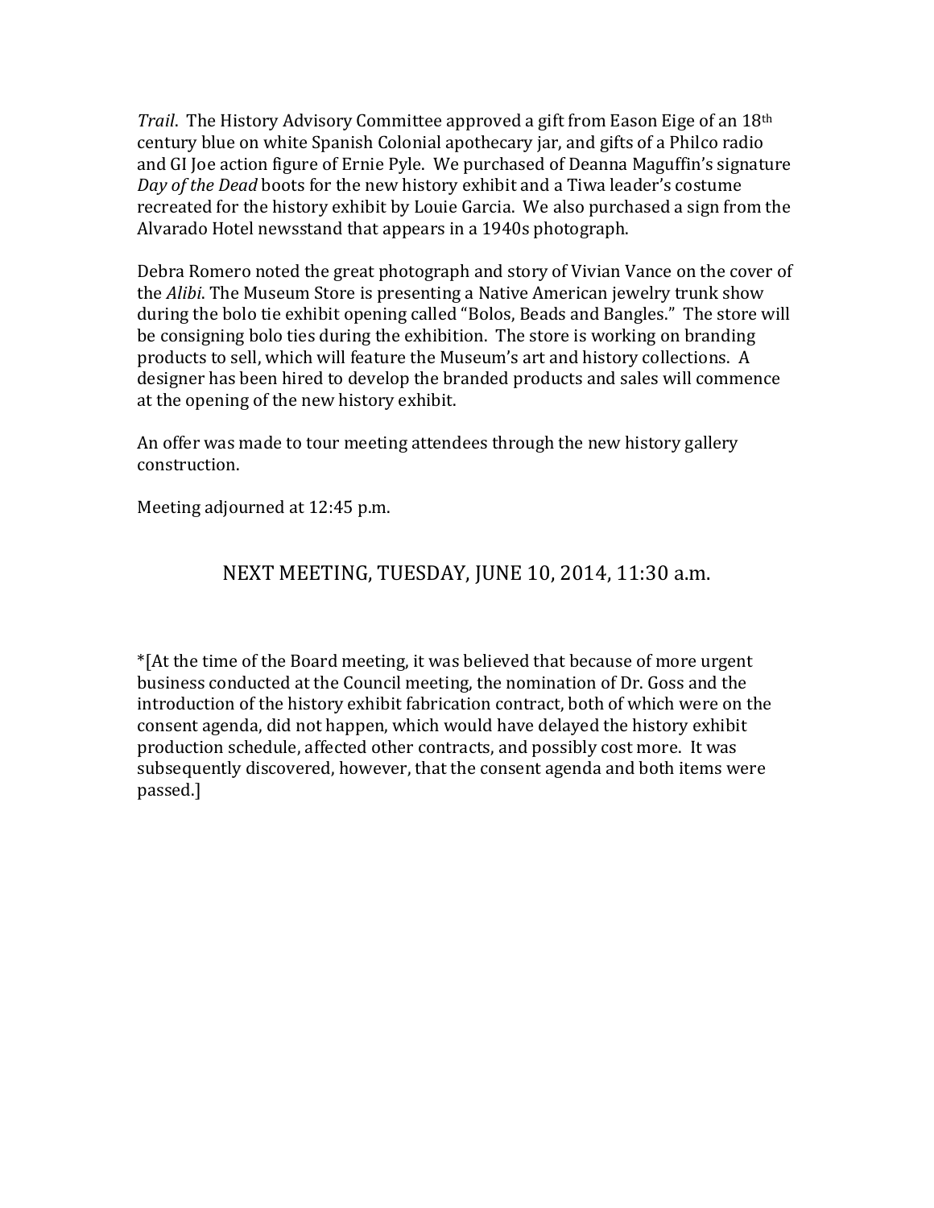*Trail*. The History Advisory Committee approved a gift from Eason Eige of an 18th century blue on white Spanish Colonial apothecary jar, and gifts of a Philco radio and GI Joe action figure of Ernie Pyle. We purchased of Deanna Maguffin's signature *Day of the Dead* boots for the new history exhibit and a Tiwa leader's costume recreated for the history exhibit by Louie Garcia. We also purchased a sign from the Alvarado Hotel newsstand that appears in a 1940s photograph.

Debra Romero noted the great photograph and story of Vivian Vance on the cover of the *Alibi*. The Museum Store is presenting a Native American jewelry trunk show during the bolo tie exhibit opening called "Bolos, Beads and Bangles." The store will be consigning bolo ties during the exhibition. The store is working on branding products to sell, which will feature the Museum's art and history collections. A designer has been hired to develop the branded products and sales will commence at the opening of the new history exhibit.

An offer was made to tour meeting attendees through the new history gallery construction.

Meeting adjourned at 12:45 p.m.

NEXT MEETING, TUESDAY, JUNE 10, 2014, 11:30 a.m.

*[At the time of the Board meeting, it was believed that because of more urgent business conducted at the Council meeting, the nomination of Dr. Goss and the introduction of the history exhibit fabrication contract, both of which were on the consent agenda, did not happen, which would have delayed the history exhibit production schedule, affected other contracts, and possibly cost more. It was subsequently discovered, however, that the consent agenda and both items were passed.]